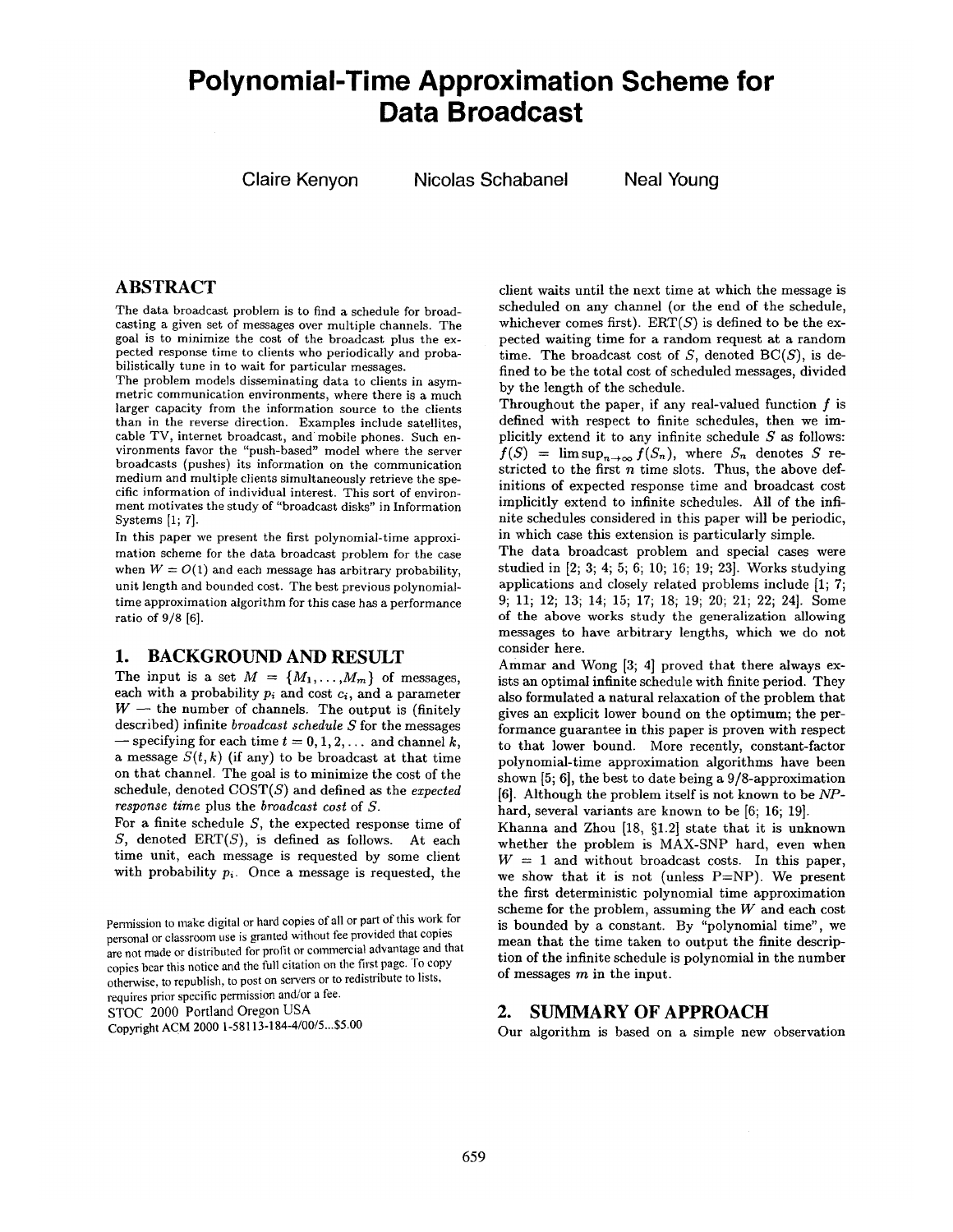# Polynomial-Time Approximation Scheme for Data Broadcast

Claire Kenyon  Nicolas Schabanel  Neal Young

## ABSTRACT

The data broadcast problem is to find a schedule for broadcasting a given set of messages over multiple channels. The goal is to minimize the cost of the broadcast plus the expected response time to clients who periodically and probabilistically tune in to wait for particular messages.

The problem models disseminating data to clients in asymmetric communication environments, where there is a much larger capacity from the information source to the clients than in the reverse direction. Examples include satellites, cable TV, internet broadcast, and mobile phones. Such environments favor the "push-based" model where the server broadcasts (pushes) its information on the communication medium and multiple clients simultaneously retrieve the specific information of individual interest. This sort of environment motivates the study of "broadcast disks" in Information Systems [1; 7].

In this paper we present the first polynomial-time approximation scheme for the data broadcast problem for the case when $W = O(1)$ and each message has arbitrary probability, unit length and bounded cost. The best previous polynomial-time approximation algorithm for this case has a performance ratio of 9/8 [6].

## 1. BACKGROUND AND RESULT

The input is a set $M = \{M_1, \ldots, M_m\}$ of messages, each with a probability $p_i$ and cost $c_i$, and a parameter $W$ — the number of channels. The output is (finitely described) infinite *broadcast schedule* $S$ for the messages — specifying for each time $t = 0, 1, 2, \ldots$ and channel $k$, a message $S(t, k)$ (if any) to be broadcast at that time on that channel. The goal is to minimize the cost of the schedule, denoted $\text{COST}(S)$ and defined as the *expected response time* plus the *broadcast cost* of $S$.

For a finite schedule $S$, the expected response time of $S$, denoted $\text{ERT}(S)$, is defined as follows. At each time unit, each message is requested by some client with probability $p_i$. Once a message is requested, the client waits until the next time at which the message is scheduled on any channel (or the end of the schedule, whichever comes first). $\text{ERT}(S)$ is defined to be the expected waiting time for a random request at a random time. The broadcast cost of $S$, denoted $\text{BC}(S)$, is defined to be the total cost of scheduled messages, divided by the length of the schedule.

Throughout the paper, if any real-valued function $f$ is defined with respect to finite schedules, then we implicitly extend it to any infinite schedule $S$ as follows: $f(S) = \limsup_{n \to \infty} f(S_n)$, where $S_n$ denotes $S$ restricted to the first $n$ time slots. Thus, the above definitions of expected response time and broadcast cost implicitly extend to infinite schedules. All of the infinite schedules considered in this paper will be periodic, in which case this extension is particularly simple.

The data broadcast problem and special cases were studied in [2; 3; 4; 5; 6; 10; 16; 19; 23]. Works studying applications and closely related problems include [1; 7; 9; 11; 12; 13; 14; 15; 17; 18; 19; 20; 21; 22; 24]. Some of the above works study the generalization allowing messages to have arbitrary lengths, which we do not consider here.

Ammar and Wong [3; 4] proved that there always exists an optimal infinite schedule with finite period. They also formulated a natural relaxation of the problem that gives an explicit lower bound on the optimum; the performance guarantee in this paper is proven with respect to that lower bound. More recently, constant-factor polynomial-time approximation algorithms have been shown [5; 6], the best to date being a 9/8-approximation [6]. Although the problem itself is not known to be *NP*-hard, several variants are known to be [6; 16; 19].

Khanna and Zhou [18, §1.2] state that it is unknown whether the problem is MAX-SNP hard, even when $W = 1$ and without broadcast costs. In this paper, we show that it is not (unless P=NP). We present the first deterministic polynomial time approximation scheme for the problem, assuming the $W$ and each cost is bounded by a constant. By "polynomial time", we mean that the time taken to output the finite description of the infinite schedule is polynomial in the number of messages $m$ in the input.

Permission to make digital or hard copies of all or part of this work for personal or classroom use is granted without fee provided that copies are not made or distributed for profit or commercial advantage and that copies bear this notice and the full citation on the first page. To copy otherwise, to republish, to post on servers or to redistribute to lists, requires prior specific permission and/or a fee.
STOC 2000 Portland Oregon USA
Copyright ACM 2000 1-58113-184-4/00/5...$5.00

## 2. SUMMARY OF APPROACH

Our algorithm is based on a simple new observation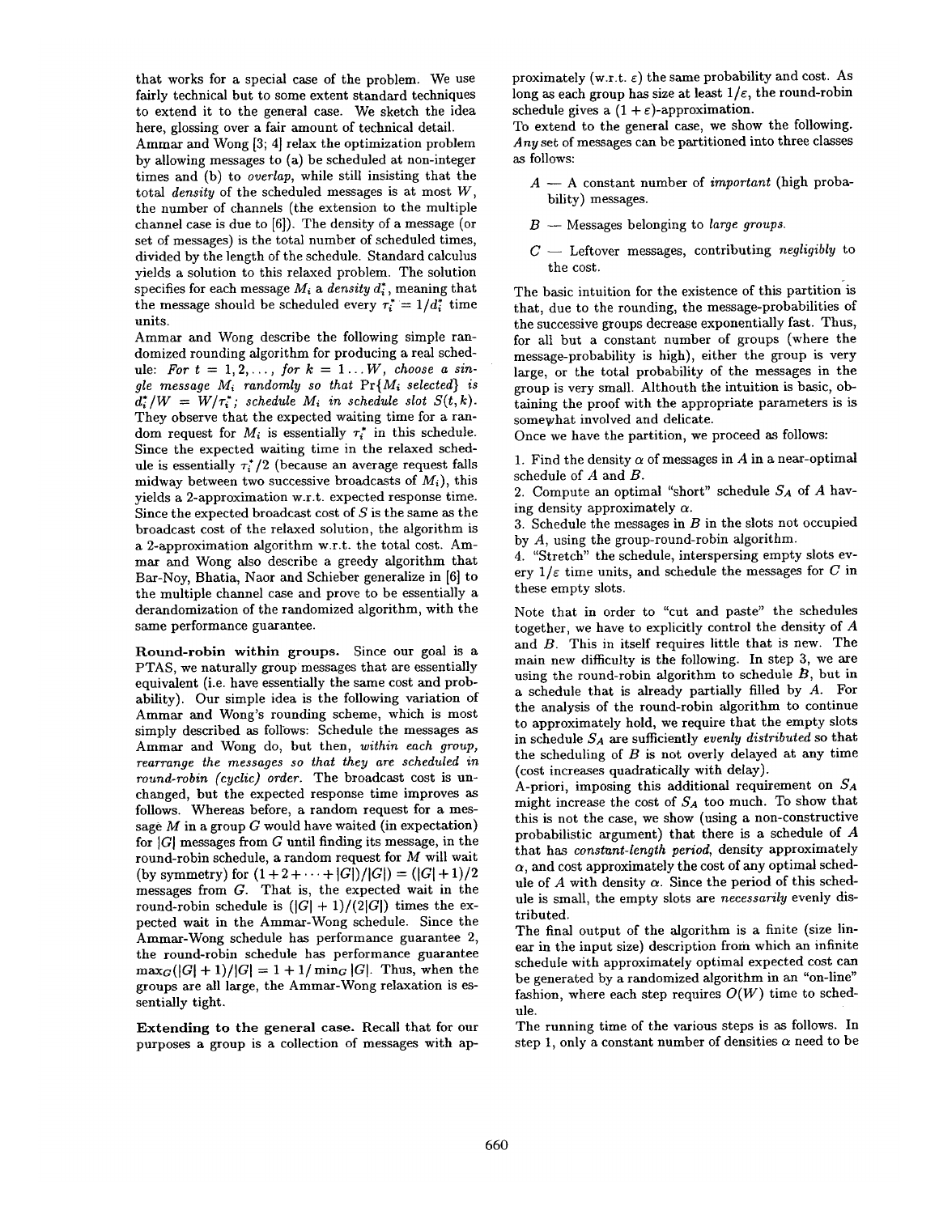that works for a special case of the problem. We use fairly technical but to some extent standard techniques to extend it to the general case. We sketch the idea here, glossing over a fair amount of technical detail.

Ammar and Wong [3; 4] relax the optimization problem by allowing messages to (a) be scheduled at non-integer times and (b) to *overlap*, while still insisting that the total *density* of the scheduled messages is at most $W$, the number of channels (the extension to the multiple channel case is due to [6]). The density of a message (or set of messages) is the total number of scheduled times, divided by the length of the schedule. Standard calculus yields a solution to this relaxed problem. The solution specifies for each message $M_i$ a *density* $d_i^*$, meaning that the message should be scheduled every $\tau_i^* = 1/d_i^*$ time units.

Ammar and Wong describe the following simple randomized rounding algorithm for producing a real schedule: *For* $t = 1, 2, \ldots$, *for* $k = 1 \ldots W$, *choose a single message* $M_i$ *randomly so that* $\Pr\{M_i \text{ selected}\}$ *is* $d_i^*/W = W/\tau_i^*$; *schedule* $M_i$ *in schedule slot* $S(t,k)$. They observe that the expected waiting time for a random request for $M_i$ is essentially $\tau_i^*$ in this schedule. Since the expected waiting time in the relaxed schedule is essentially $\tau_i^*/2$ (because an average request falls midway between two successive broadcasts of $M_i$), this yields a 2-approximation w.r.t. expected response time. Since the expected broadcast cost of $S$ is the same as the broadcast cost of the relaxed solution, the algorithm is a 2-approximation algorithm w.r.t. the total cost. Ammar and Wong also describe a greedy algorithm that Bar-Noy, Bhatia, Naor and Schieber generalize in [6] to the multiple channel case and prove to be essentially a derandomization of the randomized algorithm, with the same performance guarantee.

**Round-robin within groups.** Since our goal is a PTAS, we naturally group messages that are essentially equivalent (i.e. have essentially the same cost and probability). Our simple idea is the following variation of Ammar and Wong's rounding scheme, which is most simply described as follows: Schedule the messages as Ammar and Wong do, but then, *within each group, rearrange the messages so that they are scheduled in round-robin (cyclic) order.* The broadcast cost is unchanged, but the expected response time improves as follows. Whereas before, a random request for a message $M$ in a group $G$ would have waited (in expectation) for $|G|$ messages from $G$ until finding its message, in the round-robin schedule, a random request for $M$ will wait (by symmetry) for $(1 + 2 + \cdots + |G|)/|G|) = (|G| + 1)/2$ messages from $G$. That is, the expected wait in the round-robin schedule is $(|G| + 1)/(2|G|)$ times the expected wait in the Ammar-Wong schedule. Since the Ammar-Wong schedule has performance guarantee 2, the round-robin schedule has performance guarantee $\max_G(|G| + 1)/|G| = 1 + 1/\min_G |G|$. Thus, when the groups are all large, the Ammar-Wong relaxation is essentially tight.

**Extending to the general case.** Recall that for our purposes a group is a collection of messages with approximately (w.r.t. $\varepsilon$) the same probability and cost. As long as each group has size at least $1/\varepsilon$, the round-robin schedule gives a $(1 + \varepsilon)$-approximation.

To extend to the general case, we show the following. *Any* set of messages can be partitioned into three classes as follows:

- $A$ — A constant number of *important* (high probability) messages.
- $B$ — Messages belonging to *large groups*.
- $C$ — Leftover messages, contributing *negligibly* to the cost.

The basic intuition for the existence of this partition is that, due to the rounding, the message-probabilities of the successive groups decrease exponentially fast. Thus, for all but a constant number of groups (where the message-probability is high), either the group is very large, or the total probability of the messages in the group is very small. Althouth the intuition is basic, obtaining the proof with the appropriate parameters is is somewhat involved and delicate.

Once we have the partition, we proceed as follows:

1. Find the density $\alpha$ of messages in $A$ in a near-optimal schedule of $A$ and $B$.
2. Compute an optimal "short" schedule $S_A$ of $A$ having density approximately $\alpha$.
3. Schedule the messages in $B$ in the slots not occupied by $A$, using the group-round-robin algorithm.
4. "Stretch" the schedule, interspersing empty slots every $1/\varepsilon$ time units, and schedule the messages for $C$ in these empty slots.

Note that in order to "cut and paste" the schedules together, we have to explicitly control the density of $A$ and $B$. This in itself requires little that is new. The main new difficulty is the following. In step 3, we are using the round-robin algorithm to schedule $B$, but in a schedule that is already partially filled by $A$. For the analysis of the round-robin algorithm to continue to approximately hold, we require that the empty slots in schedule $S_A$ are sufficiently *evenly distributed* so that the scheduling of $B$ is not overly delayed at any time (cost increases quadratically with delay).

A-priori, imposing this additional requirement on $S_A$ might increase the cost of $S_A$ too much. To show that this is not the case, we show (using a non-constructive probabilistic argument) that there is a schedule of $A$ that has *constant-length period*, density approximately $\alpha$, and cost approximately the cost of any optimal schedule of $A$ with density $\alpha$. Since the period of this schedule is small, the empty slots are *necessarily* evenly distributed.

The final output of the algorithm is a finite (size linear in the input size) description from which an infinite schedule with approximately optimal expected cost can be generated by a randomized algorithm in an "on-line" fashion, where each step requires $O(W)$ time to schedule.

The running time of the various steps is as follows. In step 1, only a constant number of densities $\alpha$ need to be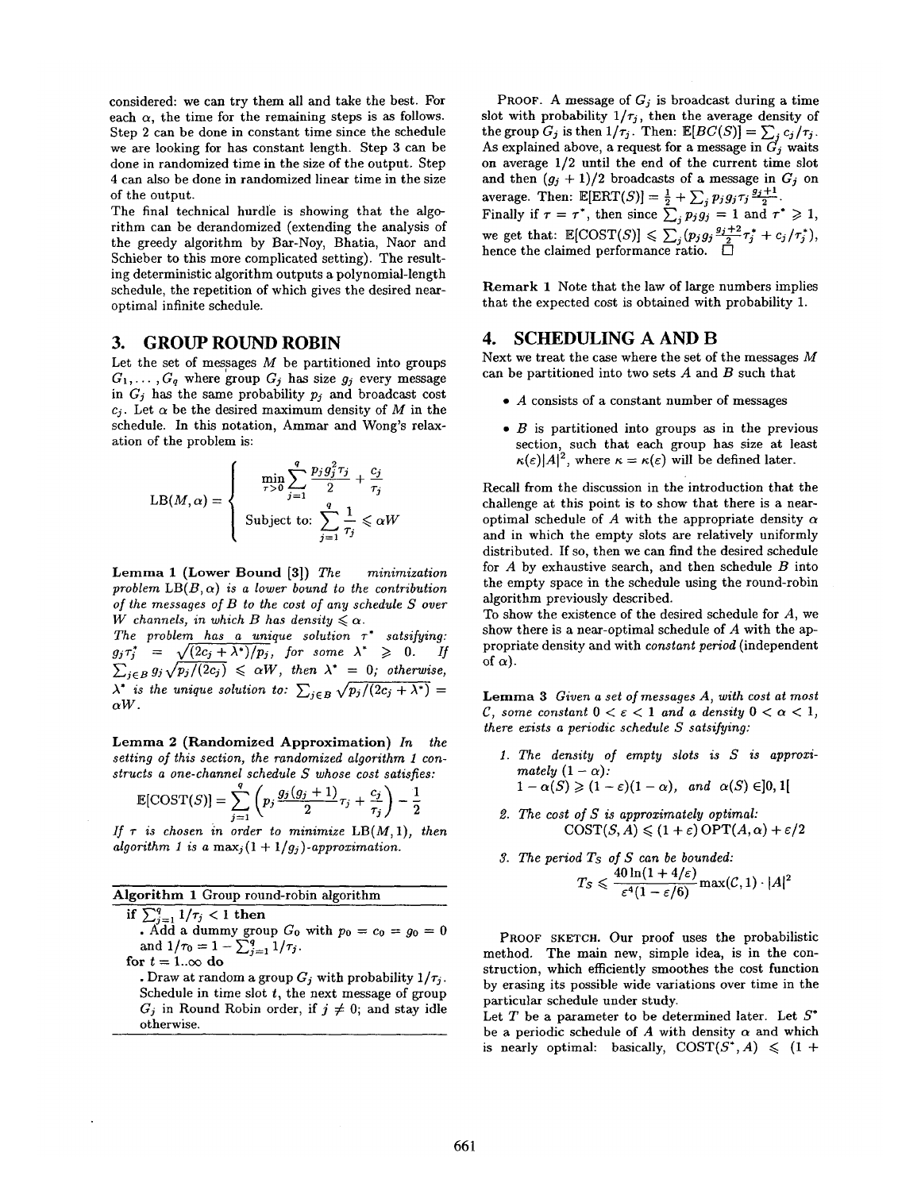considered: we can try them all and take the best. For each $\alpha$, the time for the remaining steps is as follows. Step 2 can be done in constant time since the schedule we are looking for has constant length. Step 3 can be done in randomized time in the size of the output. Step 4 can also be done in randomized linear time in the size of the output.

The final technical hurdle is showing that the algorithm can be derandomized (extending the analysis of the greedy algorithm by Bar-Noy, Bhatia, Naor and Schieber to this more complicated setting). The resulting deterministic algorithm outputs a polynomial-length schedule, the repetition of which gives the desired near-optimal infinite schedule.

## 3. GROUP ROUND ROBIN

Let the set of messages $M$ be partitioned into groups $G_1, \ldots, G_q$ where group $G_j$ has size $g_j$ every message in $G_j$ has the same probability $p_j$ and broadcast cost $c_j$. Let $\alpha$ be the desired maximum density of $M$ in the schedule. In this notation, Ammar and Wong's relaxation of the problem is:

$$\mathrm{LB}(M,\alpha) = \begin{cases} \min\limits_{\tau>0} \sum\limits_{j=1}^{q} \dfrac{p_j g_j^2 \tau_j}{2} + \dfrac{c_j}{\tau_j} \\ \text{Subject to: } \sum\limits_{j=1}^{q} \dfrac{1}{\tau_j} \leqslant \alpha W \end{cases}$$

**Lemma 1 (Lower Bound [3])** *The minimization problem $\mathrm{LB}(B,\alpha)$ is a lower bound to the contribution of the messages of $B$ to the cost of any schedule $S$ over $W$ channels, in which $B$ has density $\leqslant \alpha$.*

*The problem has a unique solution $\tau^*$ satsifying: $g_j\tau_j^* = \sqrt{(2c_j+\lambda^*)/p_j}$, for some $\lambda^* \geqslant 0$. If $\sum_{j\in B} g_j\sqrt{p_j/(2c_j)} \leqslant \alpha W$, then $\lambda^* = 0$; otherwise, $\lambda^*$ is the unique solution to: $\sum_{j\in B}\sqrt{p_j/(2c_j+\lambda^*)} = \alpha W$.*

**Lemma 2 (Randomized Approximation)** *In the setting of this section, the randomized algorithm 1 constructs a one-channel schedule $S$ whose cost satisfies:*

$$\mathbb{E}[\mathrm{COST}(S)] = \sum_{j=1}^{q}\left(p_j\frac{g_j(g_j+1)}{2}\tau_j + \frac{c_j}{\tau_j}\right) - \frac{1}{2}$$

*If $\tau$ is chosen in order to minimize $\mathrm{LB}(M,1)$, then algorithm 1 is a $\max_j(1+1/g_j)$-approximation.*

**Algorithm 1** Group round-robin algorithm

```
if ∑_{j=1}^{q} 1/τ_j < 1 then
  . Add a dummy group G_0 with p_0 = c_0 = g_0 = 0
  and 1/τ_0 = 1 − ∑_{j=1}^{q} 1/τ_j.
for t = 1..∞ do
  . Draw at random a group G_j with probability 1/τ_j.
  Schedule in time slot t, the next message of group
  G_j in Round Robin order, if j ≠ 0; and stay idle
  otherwise.
```

PROOF. A message of $G_j$ is broadcast during a time slot with probability $1/\tau_j$, then the average density of the group $G_j$ is then $1/\tau_j$. Then: $\mathbb{E}[BC(S)] = \sum_j c_j/\tau_j$. As explained above, a request for a message in $G_j$ waits on average $1/2$ until the end of the current time slot and then $(g_j+1)/2$ broadcasts of a message in $G_j$ on average. Then: $\mathbb{E}[\mathrm{ERT}(S)] = \frac{1}{2} + \sum_j p_j g_j \tau_j \frac{g_j+1}{2}$.

Finally if $\tau = \tau^*$, then since $\sum_j p_j g_j = 1$ and $\tau^* \geqslant 1$, we get that: $\mathbb{E}[\mathrm{COST}(S)] \leqslant \sum_j (p_j g_j \frac{g_j+2}{2}\tau_j^* + c_j/\tau_j^*)$, hence the claimed performance ratio. $\square$

**Remark 1** Note that the law of large numbers implies that the expected cost is obtained with probability 1.

## 4. SCHEDULING A AND B

Next we treat the case where the set of the messages $M$ can be partitioned into two sets $A$ and $B$ such that

- $A$ consists of a constant number of messages
- $B$ is partitioned into groups as in the previous section, such that each group has size at least $\kappa(\varepsilon)|A|^2$, where $\kappa = \kappa(\varepsilon)$ will be defined later.

Recall from the discussion in the introduction that the challenge at this point is to show that there is a near-optimal schedule of $A$ with the appropriate density $\alpha$ and in which the empty slots are relatively uniformly distributed. If so, then we can find the desired schedule for $A$ by exhaustive search, and then schedule $B$ into the empty space in the schedule using the round-robin algorithm previously described.

To show the existence of the desired schedule for $A$, we show there is a near-optimal schedule of $A$ with the appropriate density and with *constant period* (independent of $\alpha$).

**Lemma 3** *Given a set of messages $A$, with cost at most $\mathcal{C}$, some constant $0 < \varepsilon < 1$ and a density $0 < \alpha < 1$, there exists a periodic schedule $S$ satsifying:*

1. *The density of empty slots is $S$ is approximately $(1-\alpha)$:*
   $1 - \alpha(S) \geqslant (1-\varepsilon)(1-\alpha)$, *and* $\alpha(S) \in ]0,1[$
2. *The cost of $S$ is approximately optimal:*
   $\mathrm{COST}(S,A) \leqslant (1+\varepsilon)\,\mathrm{OPT}(A,\alpha) + \varepsilon/2$
3. *The period $T_S$ of $S$ can be bounded:*
   $$T_S \leqslant \frac{40\ln(1+4/\varepsilon)}{\varepsilon^4(1-\varepsilon/6)}\max(\mathcal{C},1)\cdot|A|^2$$

PROOF SKETCH. Our proof uses the probabilistic method. The main new, simple idea, is in the construction, which efficiently smoothes the cost function by erasing its possible wide variations over time in the particular schedule under study.

Let $T$ be a parameter to be determined later. Let $S^*$ be a periodic schedule of $A$ with density $\alpha$ and which is nearly optimal: basically, $\mathrm{COST}(S^*, A) \leqslant (1+$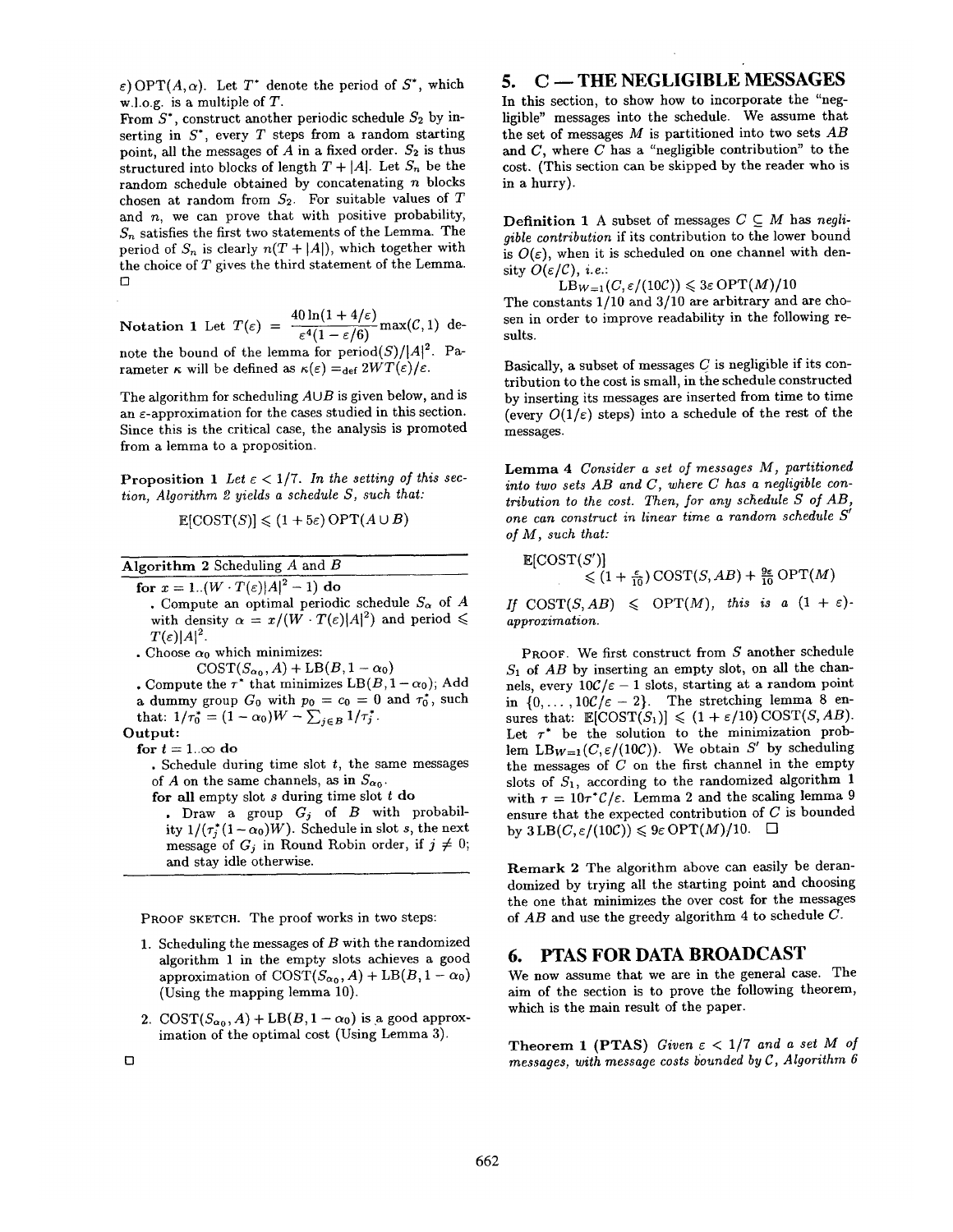$\varepsilon)\,\mathrm{OPT}(A, \alpha)$. Let $T^*$ denote the period of $S^*$, which w.l.o.g. is a multiple of $T$.

From $S^*$, construct another periodic schedule $S_2$ by inserting in $S^*$, every $T$ steps from a random starting point, all the messages of $A$ in a fixed order. $S_2$ is thus structured into blocks of length $T + |A|$. Let $S_n$ be the random schedule obtained by concatenating $n$ blocks chosen at random from $S_2$. For suitable values of $T$ and $n$, we can prove that with positive probability, $S_n$ satisfies the first two statements of the Lemma. The period of $S_n$ is clearly $n(T + |A|)$, which together with the choice of $T$ gives the third statement of the Lemma. □

**Notation 1** Let $T(\varepsilon) = \dfrac{40 \ln(1 + 4/\varepsilon)}{\varepsilon^4 (1 - \varepsilon/6)} \max(\mathcal{C}, 1)$ denote the bound of the lemma for $\mathrm{period}(S)/|A|^2$. Parameter $\kappa$ will be defined as $\kappa(\varepsilon) =_{\mathrm{def}} 2WT(\varepsilon)/\varepsilon$.

The algorithm for scheduling $A \cup B$ is given below, and is an $\varepsilon$-approximation for the cases studied in this section. Since this is the critical case, the analysis is promoted from a lemma to a proposition.

**Proposition 1** *Let $\varepsilon < 1/7$. In the setting of this section, Algorithm 2 yields a schedule $S$, such that:*

$$\mathbb{E}[\mathrm{COST}(S)] \leqslant (1 + 5\varepsilon)\,\mathrm{OPT}(A \cup B)$$

**Algorithm 2** Scheduling $A$ and $B$

- **for** $x = 1..(W \cdot T(\varepsilon)|A|^2 - 1)$ **do**
  - . Compute an optimal periodic schedule $S_\alpha$ of $A$ with density $\alpha = x/(W \cdot T(\varepsilon)|A|^2)$ and period $\leqslant T(\varepsilon)|A|^2$.
- . Choose $\alpha_0$ which minimizes: $\mathrm{COST}(S_{\alpha_0}, A) + \mathrm{LB}(B, 1 - \alpha_0)$
- . Compute the $\tau^*$ that minimizes $\mathrm{LB}(B, 1 - \alpha_0)$; Add a dummy group $G_0$ with $p_0 = c_0 = 0$ and $\tau_0^*$, such that: $1/\tau_0^* = (1 - \alpha_0)W - \sum_{j \in B} 1/\tau_j^*$.

**Output:**

- **for** $t = 1..\infty$ **do**
  - . Schedule during time slot $t$, the same messages of $A$ on the same channels, as in $S_{\alpha_0}$.
  - **for all** empty slot $s$ during time slot $t$ **do**
    - . Draw a group $G_j$ of $B$ with probability $1/(\tau_j^*(1 - \alpha_0)W)$. Schedule in slot $s$, the next message of $G_j$ in Round Robin order, if $j \neq 0$; and stay idle otherwise.

PROOF SKETCH. The proof works in two steps:

1. Scheduling the messages of $B$ with the randomized algorithm 1 in the empty slots achieves a good approximation of $\mathrm{COST}(S_{\alpha_0}, A) + \mathrm{LB}(B, 1 - \alpha_0)$ (Using the mapping lemma 10).
2. $\mathrm{COST}(S_{\alpha_0}, A) + \mathrm{LB}(B, 1 - \alpha_0)$ is a good approximation of the optimal cost (Using Lemma 3).

□

## 5. C — THE NEGLIGIBLE MESSAGES

In this section, to show how to incorporate the "negligible" messages into the schedule. We assume that the set of messages $M$ is partitioned into two sets $AB$ and $C$, where $C$ has a "negligible contribution" to the cost. (This section can be skipped by the reader who is in a hurry).

**Definition 1** A subset of messages $C \subseteq M$ has *negligible contribution* if its contribution to the lower bound is $O(\varepsilon)$, when it is scheduled on one channel with density $O(\varepsilon/\mathcal{C})$, *i.e.*:

$$\mathrm{LB}_{W=1}(C, \varepsilon/(10\mathcal{C})) \leqslant 3\varepsilon\,\mathrm{OPT}(M)/10$$

The constants 1/10 and 3/10 are arbitrary and are chosen in order to improve readability in the following results.

Basically, a subset of messages $C$ is negligible if its contribution to the cost is small, in the schedule constructed by inserting its messages are inserted from time to time (every $O(1/\varepsilon)$ steps) into a schedule of the rest of the messages.

**Lemma 4** *Consider a set of messages $M$, partitioned into two sets $AB$ and $C$, where $C$ has a negligible contribution to the cost. Then, for any schedule $S$ of $AB$, one can construct in linear time a random schedule $S'$ of $M$, such that:*

$$\mathbb{E}[\mathrm{COST}(S')] \leqslant (1 + \tfrac{\varepsilon}{10})\,\mathrm{COST}(S, AB) + \tfrac{9\varepsilon}{10}\,\mathrm{OPT}(M)$$

*If $\mathrm{COST}(S, AB) \leqslant \mathrm{OPT}(M)$, this is a $(1 + \varepsilon)$-approximation.*

PROOF. We first construct from $S$ another schedule $S_1$ of $AB$ by inserting an empty slot, on all the channels, every $10\mathcal{C}/\varepsilon - 1$ slots, starting at a random point in $\{0, \ldots, 10\mathcal{C}/\varepsilon - 2\}$. The stretching lemma 8 ensures that: $\mathbb{E}[\mathrm{COST}(S_1)] \leqslant (1 + \varepsilon/10)\,\mathrm{COST}(S, AB)$. Let $\tau^*$ be the solution to the minimization problem $\mathrm{LB}_{W=1}(C, \varepsilon/(10\mathcal{C}))$. We obtain $S'$ by scheduling the messages of $C$ on the first channel in the empty slots of $S_1$, according to the randomized algorithm 1 with $\tau = 10\tau^*\mathcal{C}/\varepsilon$. Lemma 2 and the scaling lemma 9 ensure that the expected contribution of $C$ is bounded by $3\,\mathrm{LB}(C, \varepsilon/(10\mathcal{C})) \leqslant 9\varepsilon\,\mathrm{OPT}(M)/10$. □

**Remark 2** The algorithm above can easily be derandomized by trying all the starting point and choosing the one that minimizes the over cost for the messages of $AB$ and use the greedy algorithm 4 to schedule $C$.

## 6. PTAS FOR DATA BROADCAST

We now assume that we are in the general case. The aim of the section is to prove the following theorem, which is the main result of the paper.

**Theorem 1 (PTAS)** *Given $\varepsilon < 1/7$ and a set $M$ of messages, with message costs bounded by $\mathcal{C}$, Algorithm 6*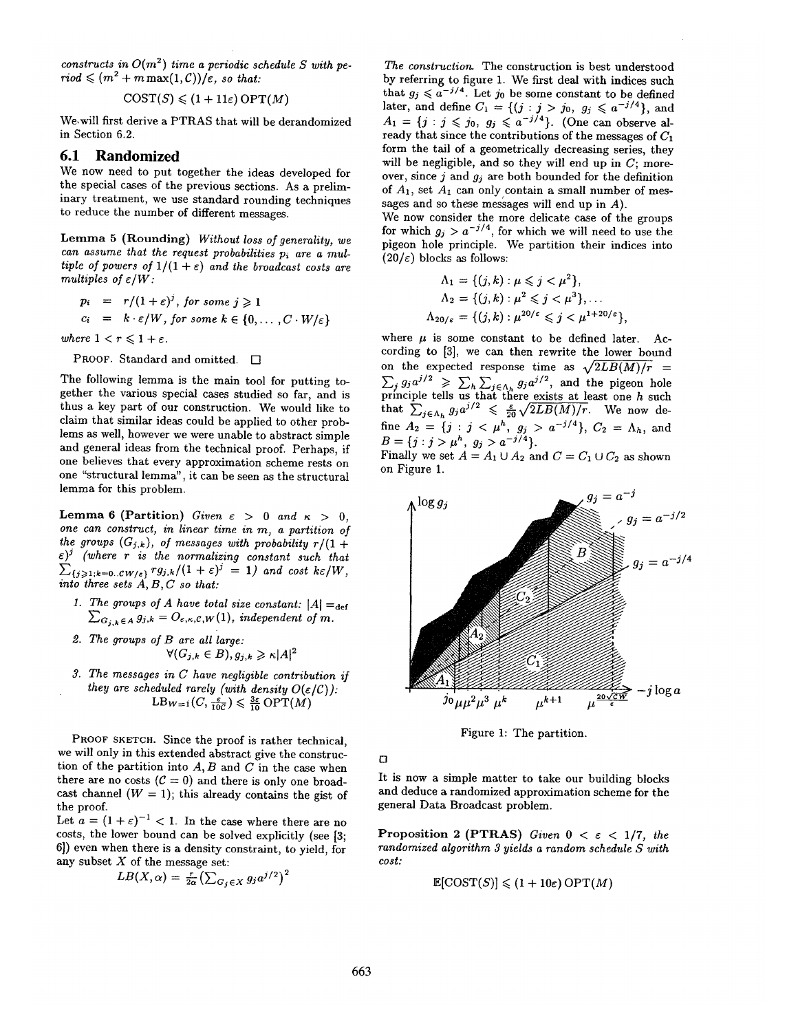*constructs in $O(m^2)$ time a periodic schedule $S$ with period $\leqslant (m^2 + m\max(1, C))/\varepsilon$, so that:*

$$\mathrm{COST}(S) \leqslant (1 + 11\varepsilon)\,\mathrm{OPT}(M)$$

We will first derive a PTRAS that will be derandomized in Section 6.2.

## 6.1 Randomized

We now need to put together the ideas developed for the special cases of the previous sections. As a preliminary treatment, we use standard rounding techniques to reduce the number of different messages.

**Lemma 5 (Rounding)** *Without loss of generality, we can assume that the request probabilities $p_i$ are a multiple of powers of $1/(1+\varepsilon)$ and the broadcast costs are multiples of $\varepsilon/W$:*

$$\begin{aligned} p_i &= r/(1+\varepsilon)^j, \text{ for some } j \geqslant 1 \\ c_i &= k \cdot \varepsilon/W, \text{ for some } k \in \{0, \ldots, C \cdot W/\varepsilon\} \end{aligned}$$

*where $1 < r \leqslant 1 + \varepsilon$.*

PROOF. Standard and omitted. □

The following lemma is the main tool for putting together the various special cases studied so far, and is thus a key part of our construction. We would like to claim that similar ideas could be applied to other problems as well, however we were unable to abstract simple and general ideas from the technical proof. Perhaps, if one believes that every approximation scheme rests on one "structural lemma", it can be seen as the structural lemma for this problem.

**Lemma 6 (Partition)** *Given $\varepsilon > 0$ and $\kappa > 0$, one can construct, in linear time in $m$, a partition of the groups $(G_{j,k})$, of messages with probability $r/(1+\varepsilon)^j$ (where $r$ is the normalizing constant such that $\sum_{\{j \geqslant 1; k=0..CW/\varepsilon\}} r g_{j,k}/(1+\varepsilon)^j = 1$) and cost $k\varepsilon/W$, into three sets $A, B, C$ so that:*

1. *The groups of $A$ have total size constant: $|A| =_{\text{def}} \sum_{G_{j,k} \in A} g_{j,k} = O_{\varepsilon,\kappa,C,W}(1)$, independent of $m$.*
2. *The groups of $B$ are all large: $\forall (G_{j,k} \in B), g_{j,k} \geqslant \kappa |A|^2$*
3. *The messages in $C$ have negligible contribution if they are scheduled rarely (with density $O(\varepsilon/C)$):* $\mathrm{LB}_{W=1}(C, \frac{\varepsilon}{10C}) \leqslant \frac{3\varepsilon}{10}\,\mathrm{OPT}(M)$

PROOF SKETCH. Since the proof is rather technical, we will only in this extended abstract give the construction of the partition into $A$, $B$ and $C$ in the case when there are no costs ($C = 0$) and there is only one broadcast channel ($W = 1$); this already contains the gist of the proof.

Let $a = (1+\varepsilon)^{-1} < 1$. In the case where there are no costs, the lower bound can be solved explicitly (see [3; 6]) even when there is a density constraint, to yield, for any subset $X$ of the message set:

$$LB(X, \alpha) = \tfrac{r}{2\alpha}\left(\textstyle\sum_{G_j \in X} g_j a^{j/2}\right)^2$$

*The construction.* The construction is best understood by referring to figure 1. We first deal with indices such that $g_j \leqslant a^{-j/4}$. Let $j_0$ be some constant to be defined later, and define $C_1 = \{(j : j > j_0,\ g_j \leqslant a^{-j/4}\}$, and $A_1 = \{j : j \leqslant j_0,\ g_j \leqslant a^{-j/4}\}$. (One can observe already that since the contributions of the messages of $C_1$ form the tail of a geometrically decreasing series, they will be negligible, and so they will end up in $C$; moreover, since $j$ and $g_j$ are both bounded for the definition of $A_1$, set $A_1$ can only contain a small number of messages and so these messages will end up in $A$).

We now consider the more delicate case of the groups for which $g_j > a^{-j/4}$, for which we will need to use the pigeon hole principle. We partition their indices into $(20/\varepsilon)$ blocks as follows:

$$\begin{aligned} \Lambda_1 &= \{(j,k) : \mu \leqslant j < \mu^2\}, \\ \Lambda_2 &= \{(j,k) : \mu^2 \leqslant j < \mu^3\}, \ldots \\ \Lambda_{20/\varepsilon} &= \{(j,k) : \mu^{20/\varepsilon} \leqslant j < \mu^{1+20/\varepsilon}\}, \end{aligned}$$

where $\mu$ is some constant to be defined later. According to [3], we can then rewrite the lower bound on the expected response time as $\sqrt{2LB(M)/r} = \sum_j g_j a^{j/2} \geqslant \sum_h \sum_{j \in \Lambda_h} g_j a^{j/2}$, and the pigeon hole principle tells us that there exists at least one $h$ such that $\sum_{j \in \Lambda_h} g_j a^{j/2} \leqslant \frac{\varepsilon}{20}\sqrt{2LB(M)/r}$. We now define $A_2 = \{j : j < \mu^h,\ g_j > a^{-j/4}\}$, $C_2 = \Lambda_h$, and $B = \{j : j > \mu^h,\ g_j > a^{-j/4}\}$.

Finally we set $A = A_1 \cup A_2$ and $C = C_1 \cup C_2$ as shown on Figure 1.

Figure 1: The partition.

□

It is now a simple matter to take our building blocks and deduce a randomized approximation scheme for the general Data Broadcast problem.

**Proposition 2 (PTRAS)** *Given $0 < \varepsilon < 1/7$, the randomized algorithm 3 yields a random schedule $S$ with cost:*

$$\mathbb{E}[\mathrm{COST}(S)] \leqslant (1 + 10\varepsilon)\,\mathrm{OPT}(M)$$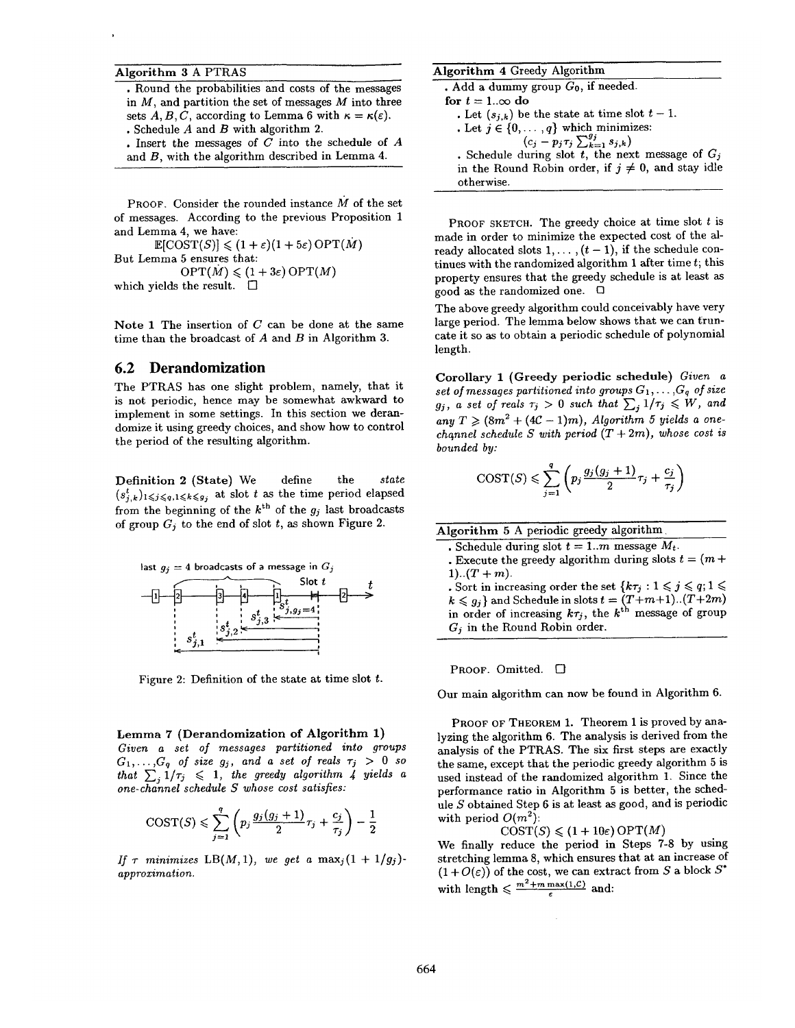**Algorithm 3** A PTRAS

- Round the probabilities and costs of the messages in $M$, and partition the set of messages $M$ into three sets $A, B, C$, according to Lemma 6 with $\kappa = \kappa(\varepsilon)$.
- Schedule $A$ and $B$ with algorithm 2.
- Insert the messages of $C$ into the schedule of $A$ and $B$, with the algorithm described in Lemma 4.

PROOF. Consider the rounded instance $\dot{M}$ of the set of messages. According to the previous Proposition 1 and Lemma 4, we have:

$$\mathbb{E}[\text{COST}(S)] \leqslant (1+\varepsilon)(1+5\varepsilon)\,\text{OPT}(\dot{M})$$

But Lemma 5 ensures that:

$$\text{OPT}(\dot{M}) \leqslant (1+3\varepsilon)\,\text{OPT}(M)$$

which yields the result. □

**Note 1** The insertion of $C$ can be done at the same time than the broadcast of $A$ and $B$ in Algorithm 3.

## 6.2 Derandomization

The PTRAS has one slight problem, namely, that it is not periodic, hence may be somewhat awkward to implement in some settings. In this section we derandomize it using greedy choices, and show how to control the period of the resulting algorithm.

**Definition 2 (State)** We define the *state* $(s^t_{j,k})_{1\leqslant j\leqslant q, 1\leqslant k\leqslant g_j}$ at slot $t$ as the time period elapsed from the beginning of the $k^{\text{th}}$ of the $g_j$ last broadcasts of group $G_j$ to the end of slot $t$, as shown Figure 2.

Figure 2: Definition of the state at time slot $t$.

**Lemma 7 (Derandomization of Algorithm 1)** *Given a set of messages partitioned into groups $G_1,\ldots,G_q$ of size $g_j$, and a set of reals $\tau_j > 0$ so that $\sum_j 1/\tau_j \leqslant 1$, the greedy algorithm 4 yields a one-channel schedule $S$ whose cost satisfies:*

$$\text{COST}(S) \leqslant \sum_{j=1}^{q}\left(p_j\frac{g_j(g_j+1)}{2}\tau_j + \frac{c_j}{\tau_j}\right) - \frac{1}{2}$$

*If $\tau$ minimizes $\text{LB}(M,1)$, we get a $\max_j(1+1/g_j)$-approximation.*

**Algorithm 4** Greedy Algorithm

- Add a dummy group $G_0$, if needed.

**for** $t = 1..\infty$ **do**

- Let $(s_{j,k})$ be the state at time slot $t-1$.
- Let $j \in \{0,\ldots,q\}$ which minimizes:
  $$(c_j - p_j\tau_j \textstyle\sum_{k=1}^{g_j} s_{j,k})$$
- Schedule during slot $t$, the next message of $G_j$ in the Round Robin order, if $j \neq 0$, and stay idle otherwise.

PROOF SKETCH. The greedy choice at time slot $t$ is made in order to minimize the expected cost of the already allocated slots $1,\ldots,(t-1)$, if the schedule continues with the randomized algorithm 1 after time $t$; this property ensures that the greedy schedule is at least as good as the randomized one. □

The above greedy algorithm could conceivably have very large period. The lemma below shows that we can truncate it so as to obtain a periodic schedule of polynomial length.

**Corollary 1 (Greedy periodic schedule)** *Given a set of messages partitioned into groups $G_1,\ldots,G_q$ of size $g_j$, a set of reals $\tau_j > 0$ such that $\sum_j 1/\tau_j \leqslant W$, and any $T \geqslant (8m^2 + (4C-1)m)$, Algorithm 5 yields a one-channel schedule $S$ with period $(T+2m)$, whose cost is bounded by:*

$$\text{COST}(S) \leqslant \sum_{j=1}^{q}\left(p_j\frac{g_j(g_j+1)}{2}\tau_j + \frac{c_j}{\tau_j}\right)$$

**Algorithm 5** A periodic greedy algorithm

- Schedule during slot $t = 1..m$ message $M_t$.
- Execute the greedy algorithm during slots $t = (m+1)..(T+m)$.
- Sort in increasing order the set $\{k\tau_j : 1 \leqslant j \leqslant q; 1 \leqslant k \leqslant g_j\}$ and Schedule in slots $t = (T+m+1)..(T+2m)$ in order of increasing $k\tau_j$, the $k^{\text{th}}$ message of group $G_j$ in the Round Robin order.

PROOF. Omitted. □

Our main algorithm can now be found in Algorithm 6.

PROOF OF THEOREM 1. Theorem 1 is proved by analyzing the algorithm 6. The analysis is derived from the analysis of the PTRAS. The six first steps are exactly the same, except that the periodic greedy algorithm 5 is used instead of the randomized algorithm 1. Since the performance ratio in Algorithm 5 is better, the schedule $S$ obtained Step 6 is at least as good, and is periodic with period $O(m^2)$:

$$\text{COST}(S) \leqslant (1+10\varepsilon)\,\text{OPT}(M)$$

We finally reduce the period in Steps 7-8 by using stretching lemma 8, which ensures that at an increase of $(1+O(\varepsilon))$ of the cost, we can extract from $S$ a block $S^*$ with length $\leqslant \frac{m^2+m\max(1,C)}{\varepsilon}$ and: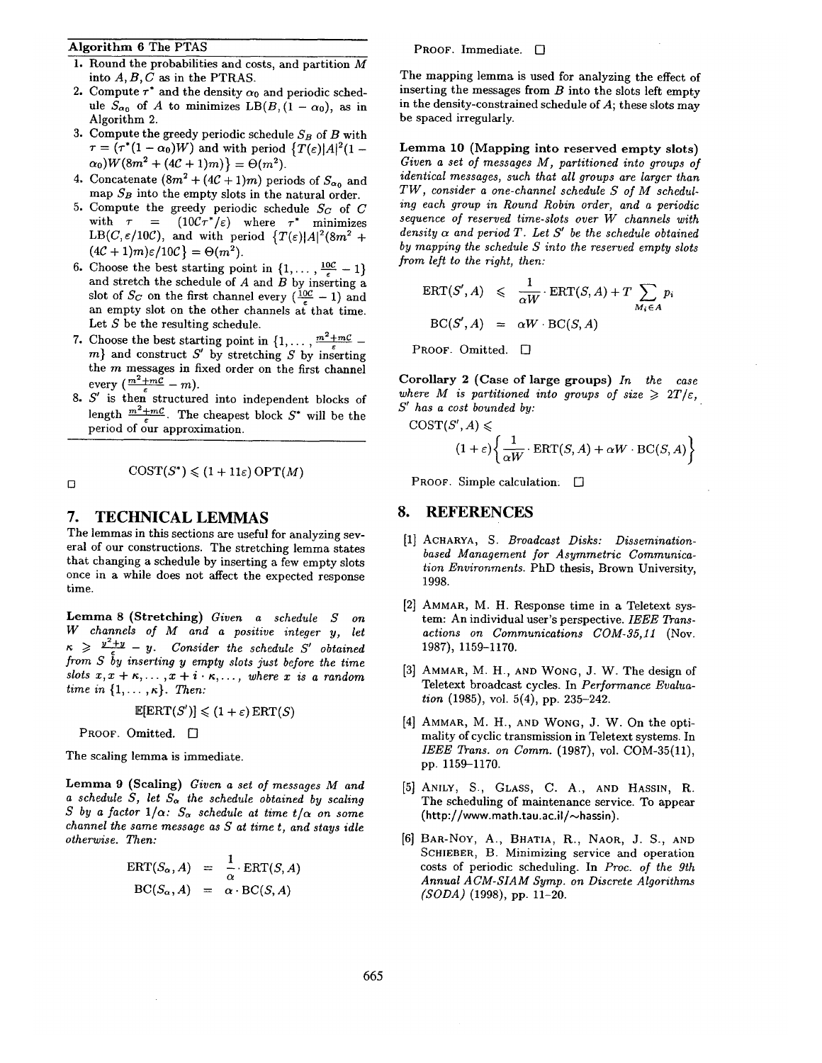**Algorithm 6** The PTAS

1. Round the probabilities and costs, and partition $M$ into $A, B, C$ as in the PTRAS.
2. Compute $\tau^*$ and the density $\alpha_0$ and periodic schedule $S_{\alpha_0}$ of $A$ to minimizes $\mathrm{LB}(B, (1-\alpha_0))$, as in Algorithm 2.
3. Compute the greedy periodic schedule $S_B$ of $B$ with $\tau = (\tau^*(1-\alpha_0)W)$ and with period $\{T(\varepsilon)|A|^2(1-\alpha_0)W(8m^2 + (4C+1)m)\} = \Theta(m^2)$.
4. Concatenate $(8m^2 + (4C+1)m)$ periods of $S_{\alpha_0}$ and map $S_B$ into the empty slots in the natural order.
5. Compute the greedy periodic schedule $S_C$ of $C$ with $\tau = (10C\tau^*/\varepsilon)$ where $\tau^*$ minimizes $\mathrm{LB}(C, \varepsilon/10C)$, and with period $\{T(\varepsilon)|A|^2(8m^2 + (4C+1)m)\varepsilon/10C\} = \Theta(m^2)$.
6. Choose the best starting point in $\{1, \dots, \frac{10C}{\varepsilon} - 1\}$ and stretch the schedule of $A$ and $B$ by inserting a slot of $S_C$ on the first channel every $(\frac{10C}{\varepsilon} - 1)$ and an empty slot on the other channels at that time. Let $S$ be the resulting schedule.
7. Choose the best starting point in $\{1, \dots, \frac{m^2+mC}{\varepsilon} - m\}$ and construct $S'$ by stretching $S$ by inserting the $m$ messages in fixed order on the first channel every $(\frac{m^2+mC}{\varepsilon} - m)$.
8. $S'$ is then structured into independent blocks of length $\frac{m^2+mC}{\varepsilon}$. The cheapest block $S^*$ will be the period of our approximation.

$$\mathrm{COST}(S^*) \leqslant (1 + 11\varepsilon)\,\mathrm{OPT}(M)$$

□

## 7. TECHNICAL LEMMAS

The lemmas in this sections are useful for analyzing several of our constructions. The stretching lemma states that changing a schedule by inserting a few empty slots once in a while does not affect the expected response time.

**Lemma 8 (Stretching)** *Given a schedule $S$ on $W$ channels of $M$ and a positive integer $y$, let $\kappa \geqslant \frac{y^2+y}{\varepsilon} - y$. Consider the schedule $S'$ obtained from $S$ by inserting $y$ empty slots just before the time slots $x, x+\kappa, \dots, x+i\cdot\kappa, \dots$, where $x$ is a random time in $\{1, \dots, \kappa\}$. Then:*

$$\mathbb{E}[\mathrm{ERT}(S')] \leqslant (1+\varepsilon)\,\mathrm{ERT}(S)$$

PROOF. Omitted. □

The scaling lemma is immediate.

**Lemma 9 (Scaling)** *Given a set of messages $M$ and a schedule $S$, let $S_\alpha$ the schedule obtained by scaling $S$ by a factor $1/\alpha$: $S_\alpha$ schedule at time $t/\alpha$ on some channel the same message as $S$ at time $t$, and stays idle otherwise. Then:*

$$\mathrm{ERT}(S_\alpha, A) = \frac{1}{\alpha}\cdot \mathrm{ERT}(S, A)$$
$$\mathrm{BC}(S_\alpha, A) = \alpha \cdot \mathrm{BC}(S, A)$$

PROOF. Immediate. □

The mapping lemma is used for analyzing the effect of inserting the messages from $B$ into the slots left empty in the density-constrained schedule of $A$; these slots may be spaced irregularly.

**Lemma 10 (Mapping into reserved empty slots)** *Given a set of messages $M$, partitioned into groups of identical messages, such that all groups are larger than $TW$, consider a one-channel schedule $S$ of $M$ scheduling each group in Round Robin order, and a periodic sequence of reserved time-slots over $W$ channels with density $\alpha$ and period $T$. Let $S'$ be the schedule obtained by mapping the schedule $S$ into the reserved empty slots from left to the right, then:*

$$\mathrm{ERT}(S', A) \leqslant \frac{1}{\alpha W}\cdot \mathrm{ERT}(S, A) + T\sum_{M_i \in A} p_i$$
$$\mathrm{BC}(S', A) = \alpha W \cdot \mathrm{BC}(S, A)$$

PROOF. Omitted. □

**Corollary 2 (Case of large groups)** *In the case where $M$ is partitioned into groups of size $\geqslant 2T/\varepsilon$, $S'$ has a cost bounded by:*

$$\mathrm{COST}(S', A) \leqslant (1+\varepsilon)\left\{\frac{1}{\alpha W}\cdot \mathrm{ERT}(S, A) + \alpha W \cdot \mathrm{BC}(S, A)\right\}$$

PROOF. Simple calculation. □

## 8. REFERENCES

[1] ACHARYA, S. *Broadcast Disks: Dissemination-based Management for Asymmetric Communication Environments*. PhD thesis, Brown University, 1998.

[2] AMMAR, M. H. Response time in a Teletext system: An individual user's perspective. *IEEE Transactions on Communications COM-35,11* (Nov. 1987), 1159–1170.

[3] AMMAR, M. H., AND WONG, J. W. The design of Teletext broadcast cycles. In *Performance Evaluation* (1985), vol. 5(4), pp. 235–242.

[4] AMMAR, M. H., AND WONG, J. W. On the optimality of cyclic transmission in Teletext systems. In *IEEE Trans. on Comm.* (1987), vol. COM-35(11), pp. 1159–1170.

[5] ANILY, S., GLASS, C. A., AND HASSIN, R. The scheduling of maintenance service. To appear (http://www.math.tau.ac.il/~hassin).

[6] BAR-NOY, A., BHATIA, R., NAOR, J. S., AND SCHIEBER, B. Minimizing service and operation costs of periodic scheduling. In *Proc. of the 9th Annual ACM-SIAM Symp. on Discrete Algorithms (SODA)* (1998), pp. 11–20.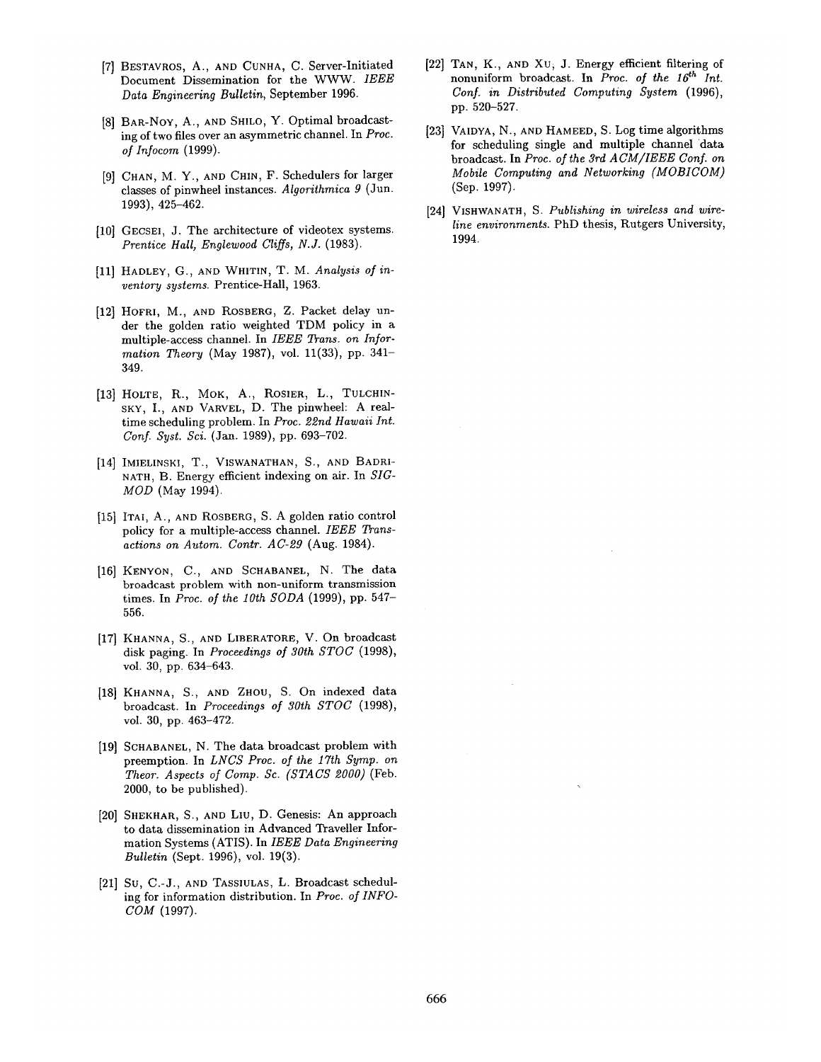[7] Bestavros, A., and Cunha, C. Server-Initiated Document Dissemination for the WWW. *IEEE Data Engineering Bulletin*, September 1996.

[8] Bar-Noy, A., and Shilo, Y. Optimal broadcasting of two files over an asymmetric channel. In *Proc. of Infocom* (1999).

[9] Chan, M. Y., and Chin, F. Schedulers for larger classes of pinwheel instances. *Algorithmica 9* (Jun. 1993), 425–462.

[10] Gecsei, J. The architecture of videotex systems. *Prentice Hall, Englewood Cliffs, N.J.* (1983).

[11] Hadley, G., and Whitin, T. M. *Analysis of inventory systems.* Prentice-Hall, 1963.

[12] Hofri, M., and Rosberg, Z. Packet delay under the golden ratio weighted TDM policy in a multiple-access channel. In *IEEE Trans. on Information Theory* (May 1987), vol. 11(33), pp. 341–349.

[13] Holte, R., Mok, A., Rosier, L., Tulchinsky, I., and Varvel, D. The pinwheel: A realtime scheduling problem. In *Proc. 22nd Hawaii Int. Conf. Syst. Sci.* (Jan. 1989), pp. 693–702.

[14] Imielinski, T., Viswanathan, S., and Badrinath, B. Energy efficient indexing on air. In *SIGMOD* (May 1994).

[15] Itai, A., and Rosberg, S. A golden ratio control policy for a multiple-access channel. *IEEE Transactions on Autom. Contr. AC-29* (Aug. 1984).

[16] Kenyon, C., and Schabanel, N. The data broadcast problem with non-uniform transmission times. In *Proc. of the 10th SODA* (1999), pp. 547–556.

[17] Khanna, S., and Liberatore, V. On broadcast disk paging. In *Proceedings of 30th STOC* (1998), vol. 30, pp. 634–643.

[18] Khanna, S., and Zhou, S. On indexed data broadcast. In *Proceedings of 30th STOC* (1998), vol. 30, pp. 463–472.

[19] Schabanel, N. The data broadcast problem with preemption. In *LNCS Proc. of the 17th Symp. on Theor. Aspects of Comp. Sc. (STACS 2000)* (Feb. 2000, to be published).

[20] Shekhar, S., and Liu, D. Genesis: An approach to data dissemination in Advanced Traveller Information Systems (ATIS). In *IEEE Data Engineering Bulletin* (Sept. 1996), vol. 19(3).

[21] Su, C.-J., and Tassiulas, L. Broadcast scheduling for information distribution. In *Proc. of INFOCOM* (1997).

[22] Tan, K., and Xu, J. Energy efficient filtering of nonuniform broadcast. In *Proc. of the $16^{th}$ Int. Conf. in Distributed Computing System* (1996), pp. 520–527.

[23] Vaidya, N., and Hameed, S. Log time algorithms for scheduling single and multiple channel data broadcast. In *Proc. of the 3rd ACM/IEEE Conf. on Mobile Computing and Networking (MOBICOM)* (Sep. 1997).

[24] Vishwanath, S. *Publishing in wireless and wireline environments.* PhD thesis, Rutgers University, 1994.